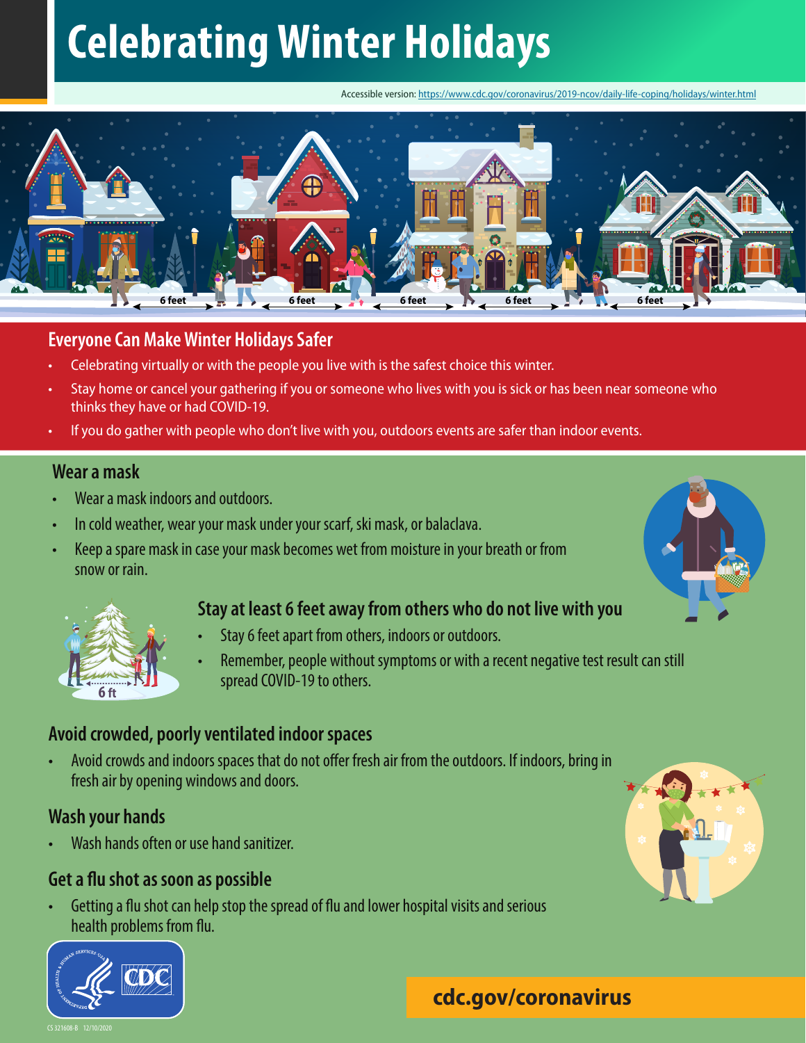# Celebrating Winter Holidays

Accessible version: https://www.cdc.gov/coronavirus/2019-ncov/daily-life-coping/holidays/winter.html

## Everyone Can Make Winter Holidays Safer

- Celebrating virtually or with the people you live with is the safest choice this winter.
- Stay home or cancel your gathering if you or someone who lives with you is sick or has been near someone who thinks they have or had COVID-19.
- If you do gather with people who don't live with you, outdoors events are safer than indoor events.

### Wear a mask

- Wear a mask indoors and outdoors.
- In cold weather, wear your mask under your scarf, ski mask, or balaclava.
- Keep a spare mask in case your mask becomes wet from moisture in your breath or from snow or rain.

### Stay at least 6 feet away from others who do not live with you

- Stay 6 feet apart from others, indoors or outdoors.
- Remember, people without symptoms or with a recent negative test result can still spread COVID-19 to others.

### Avoid crowded, poorly ventilated indoor spaces

- Avoid crowds and indoors spaces that do not offer fresh air from the outdoors. If indoors, bring in fresh air by opening windows and doors.

### Wash your hands

- Wash hands often or use hand sanitizer.

### Get a flu shot as soon as possible

- Getting a flu shot can help stop the spread of flu and lower hospital visits and serious health problems from flu.

cdc.gov/coronavirus

CS 321608-B 12/10/2020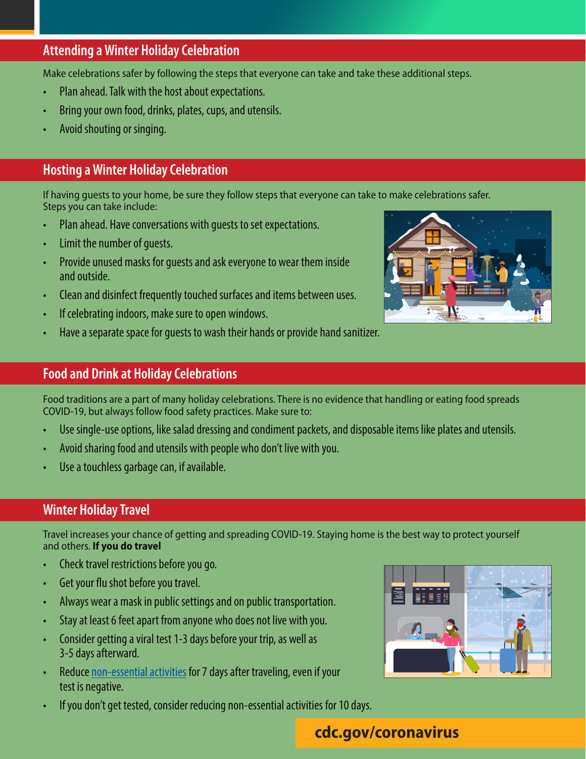## Attending a Winter Holiday Celebration

Make celebrations safer by following the steps that everyone can take and take these additional steps.

- Plan ahead. Talk with the host about expectations.
- Bring your own food, drinks, plates, cups, and utensils.
- Avoid shouting or singing.

## Hosting a Winter Holiday Celebration

If having guests to your home, be sure they follow steps that everyone can take to make celebrations safer. Steps you can take include:

- Plan ahead. Have conversations with guests to set expectations.
- Limit the number of guests.
- Provide unused masks for guests and ask everyone to wear them inside and outside.
- Clean and disinfect frequently touched surfaces and items between uses.
- If celebrating indoors, make sure to open windows.
- Have a separate space for guests to wash their hands or provide hand sanitizer.

## Food and Drink at Holiday Celebrations

Food traditions are a part of many holiday celebrations. There is no evidence that handling or eating food spreads COVID-19, but always follow food safety practices. Make sure to:

- Use single-use options, like salad dressing and condiment packets, and disposable items like plates and utensils.
- Avoid sharing food and utensils with people who don't live with you.
- Use a touchless garbage can, if available.

## Winter Holiday Travel

Travel increases your chance of getting and spreading COVID-19. Staying home is the best way to protect yourself and others. **If you do travel**

- Check travel restrictions before you go.
- Get your flu shot before you travel.
- Always wear a mask in public settings and on public transportation.
- Stay at least 6 feet apart from anyone who does not live with you.
- Consider getting a viral test 1-3 days before your trip, as well as 3-5 days afterward.
- Reduce non-essential activities for 7 days after traveling, even if your test is negative.
- If you don't get tested, consider reducing non-essential activities for 10 days.

**cdc.gov/coronavirus**